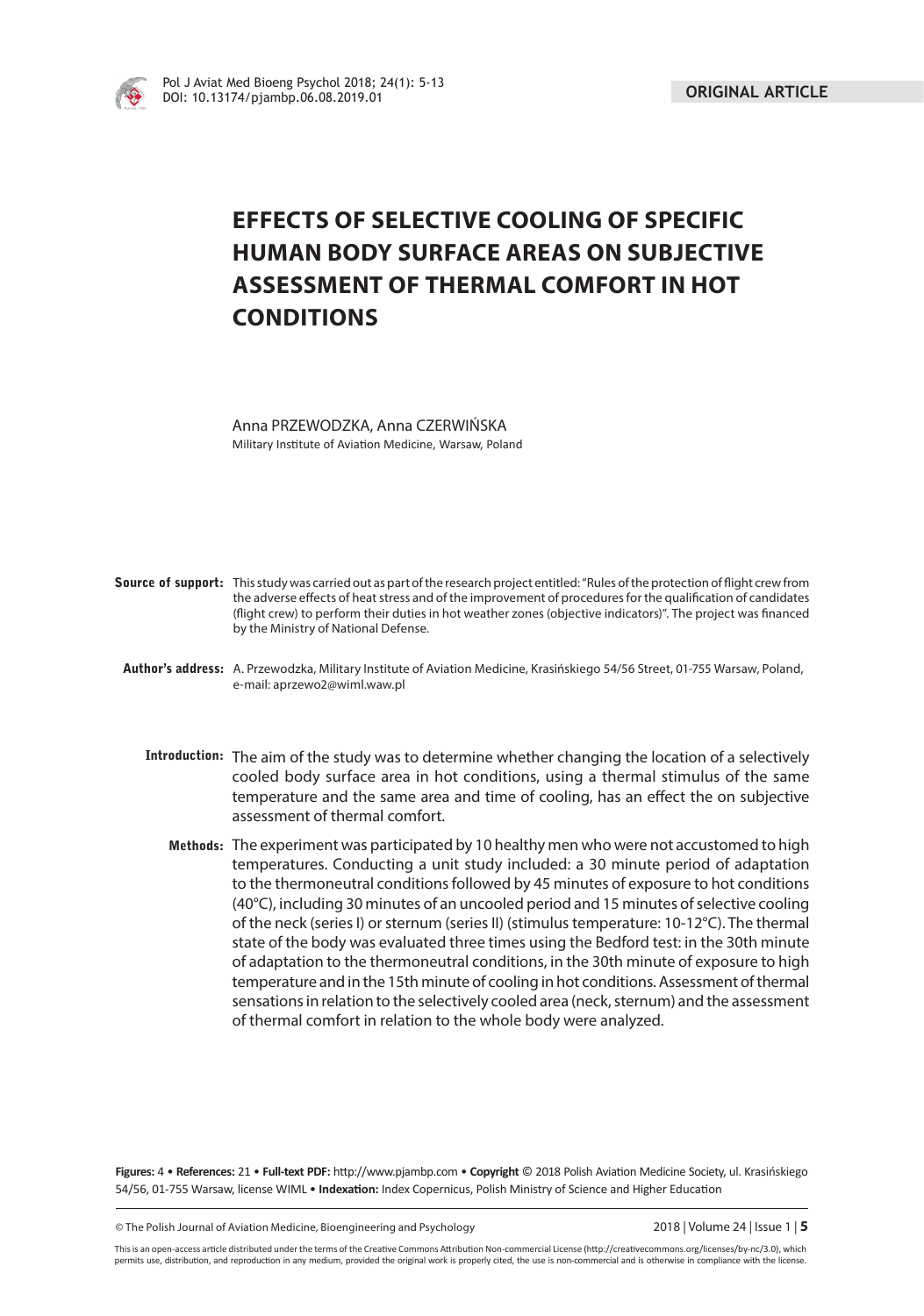ORIGINAL ARTICLE

# EFFECTS OF SELECTIVE COOLING OF SPECIFIC HUMAN BODY SURFACE AREAS ON SUBJECTIVE ASSESSMENT OF THERMAL COMFORT IN HOT CONDITIONS

Anna PRZEWODZKA, Anna CZERWIŃSKA

Military Institute of Aviation Medicine, Warsaw, Poland

**Source of support:** This study was carried out as part of the research project entitled: "Rules of the protection of flight crew from the adverse effects of heat stress and of the improvement of procedures for the qualification of candidates (flight crew) to perform their duties in hot weather zones (objective indicators)". The project was financed by the Ministry of National Defense.

**Author's address:** A. Przewodzka, Military Institute of Aviation Medicine, Krasińskiego 54/56 Street, 01-755 Warsaw, Poland, e-mail: aprzewo2@wiml.waw.pl

**Introduction:** The aim of the study was to determine whether changing the location of a selectively cooled body surface area in hot conditions, using a thermal stimulus of the same temperature and the same area and time of cooling, has an effect the on subjective assessment of thermal comfort.

**Methods:** The experiment was participated by 10 healthy men who were not accustomed to high temperatures. Conducting a unit study included: a 30 minute period of adaptation to the thermoneutral conditions followed by 45 minutes of exposure to hot conditions (40°C), including 30 minutes of an uncooled period and 15 minutes of selective cooling of the neck (series I) or sternum (series II) (stimulus temperature: 10-12°C). The thermal state of the body was evaluated three times using the Bedford test: in the 30th minute of adaptation to the thermoneutral conditions, in the 30th minute of exposure to high temperature and in the 15th minute of cooling in hot conditions. Assessment of thermal sensations in relation to the selectively cooled area (neck, sternum) and the assessment of thermal comfort in relation to the whole body were analyzed.

**Figures:** 4 • **References:** 21 • **Full-text PDF:** http://www.pjambp.com • **Copyright** © 2018 Polish Aviation Medicine Society, ul. Krasińskiego 54/56, 01-755 Warsaw, license WIML • **Indexation:** Index Copernicus, Polish Ministry of Science and Higher Education

This is an open-access article distributed under the terms of the Creative Commons Attribution Non-commercial License (http://creativecommons.org/licenses/by-nc/3.0), which permits use, distribution, and reproduction in any medium, provided the original work is properly cited, the use is non-commercial and is otherwise in compliance with the license.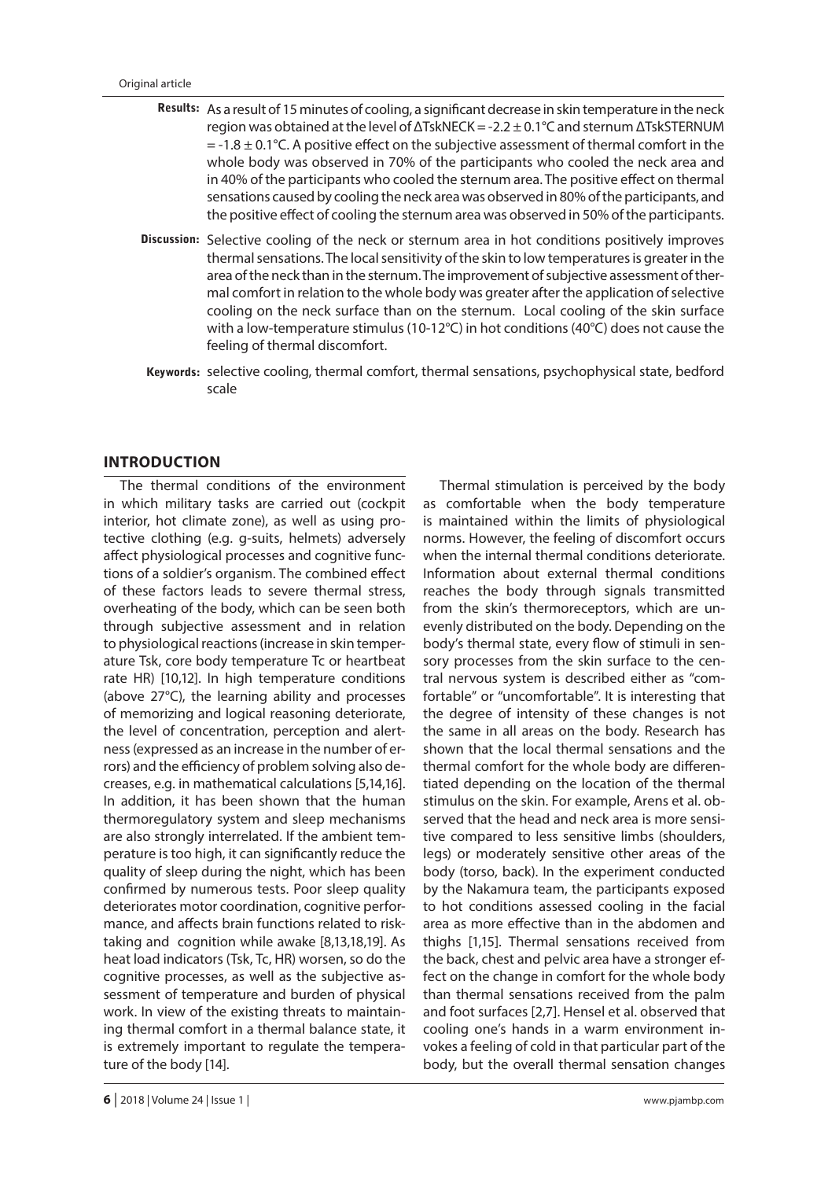**Results:** As a result of 15 minutes of cooling, a significant decrease in skin temperature in the neck region was obtained at the level of $\Delta Tsk_{NECK} = -2.2 \pm 0.1°C$ and sternum $\Delta Tsk_{STERNUM} = -1.8 \pm 0.1°C$. A positive effect on the subjective assessment of thermal comfort in the whole body was observed in 70% of the participants who cooled the neck area and in 40% of the participants who cooled the sternum area. The positive effect on thermal sensations caused by cooling the neck area was observed in 80% of the participants, and the positive effect of cooling the sternum area was observed in 50% of the participants.

**Discussion:** Selective cooling of the neck or sternum area in hot conditions positively improves thermal sensations. The local sensitivity of the skin to low temperatures is greater in the area of the neck than in the sternum. The improvement of subjective assessment of thermal comfort in relation to the whole body was greater after the application of selective cooling on the neck surface than on the sternum. Local cooling of the skin surface with a low-temperature stimulus (10-12°C) in hot conditions (40°C) does not cause the feeling of thermal discomfort.

**Keywords:** selective cooling, thermal comfort, thermal sensations, psychophysical state, bedford scale

## INTRODUCTION

The thermal conditions of the environment in which military tasks are carried out (cockpit interior, hot climate zone), as well as using protective clothing (e.g. g-suits, helmets) adversely affect physiological processes and cognitive functions of a soldier's organism. The combined effect of these factors leads to severe thermal stress, overheating of the body, which can be seen both through subjective assessment and in relation to physiological reactions (increase in skin temperature Tsk, core body temperature Tc or heartbeat rate HR) [10,12]. In high temperature conditions (above 27°C), the learning ability and processes of memorizing and logical reasoning deteriorate, the level of concentration, perception and alertness (expressed as an increase in the number of errors) and the efficiency of problem solving also decreases, e.g. in mathematical calculations [5,14,16]. In addition, it has been shown that the human thermoregulatory system and sleep mechanisms are also strongly interrelated. If the ambient temperature is too high, it can significantly reduce the quality of sleep during the night, which has been confirmed by numerous tests. Poor sleep quality deteriorates motor coordination, cognitive performance, and affects brain functions related to risk-taking and cognition while awake [8,13,18,19]. As heat load indicators (Tsk, Tc, HR) worsen, so do the cognitive processes, as well as the subjective assessment of temperature and burden of physical work. In view of the existing threats to maintaining thermal comfort in a thermal balance state, it is extremely important to regulate the temperature of the body [14].

Thermal stimulation is perceived by the body as comfortable when the body temperature is maintained within the limits of physiological norms. However, the feeling of discomfort occurs when the internal thermal conditions deteriorate. Information about external thermal conditions reaches the body through signals transmitted from the skin's thermoreceptors, which are unevenly distributed on the body. Depending on the body's thermal state, every flow of stimuli in sensory processes from the skin surface to the central nervous system is described either as "comfortable" or "uncomfortable". It is interesting that the degree of intensity of these changes is not the same in all areas on the body. Research has shown that the local thermal sensations and the thermal comfort for the whole body are differentiated depending on the location of the thermal stimulus on the skin. For example, Arens et al. observed that the head and neck area is more sensitive compared to less sensitive limbs (shoulders, legs) or moderately sensitive other areas of the body (torso, back). In the experiment conducted by the Nakamura team, the participants exposed to hot conditions assessed cooling in the facial area as more effective than in the abdomen and thighs [1,15]. Thermal sensations received from the back, chest and pelvic area have a stronger effect on the change in comfort for the whole body than thermal sensations received from the palm and foot surfaces [2,7]. Hensel et al. observed that cooling one's hands in a warm environment invokes a feeling of cold in that particular part of the body, but the overall thermal sensation changes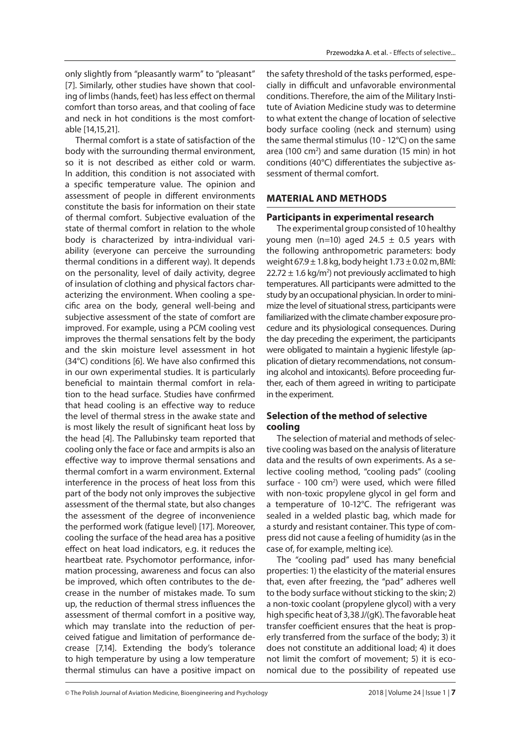only slightly from "pleasantly warm" to "pleasant" [7]. Similarly, other studies have shown that cooling of limbs (hands, feet) has less effect on thermal comfort than torso areas, and that cooling of face and neck in hot conditions is the most comfortable [14,15,21].

Thermal comfort is a state of satisfaction of the body with the surrounding thermal environment, so it is not described as either cold or warm. In addition, this condition is not associated with a specific temperature value. The opinion and assessment of people in different environments constitute the basis for information on their state of thermal comfort. Subjective evaluation of the state of thermal comfort in relation to the whole body is characterized by intra-individual variability (everyone can perceive the surrounding thermal conditions in a different way). It depends on the personality, level of daily activity, degree of insulation of clothing and physical factors characterizing the environment. When cooling a specific area on the body, general well-being and subjective assessment of the state of comfort are improved. For example, using a PCM cooling vest improves the thermal sensations felt by the body and the skin moisture level assessment in hot (34°C) conditions [6]. We have also confirmed this in our own experimental studies. It is particularly beneficial to maintain thermal comfort in relation to the head surface. Studies have confirmed that head cooling is an effective way to reduce the level of thermal stress in the awake state and is most likely the result of significant heat loss by the head [4]. The Pallubinsky team reported that cooling only the face or face and armpits is also an effective way to improve thermal sensations and thermal comfort in a warm environment. External interference in the process of heat loss from this part of the body not only improves the subjective assessment of the thermal state, but also changes the assessment of the degree of inconvenience the performed work (fatigue level) [17]. Moreover, cooling the surface of the head area has a positive effect on heat load indicators, e.g. it reduces the heartbeat rate. Psychomotor performance, information processing, awareness and focus can also be improved, which often contributes to the decrease in the number of mistakes made. To sum up, the reduction of thermal stress influences the assessment of thermal comfort in a positive way, which may translate into the reduction of perceived fatigue and limitation of performance decrease [7,14]. Extending the body's tolerance to high temperature by using a low temperature thermal stimulus can have a positive impact on the safety threshold of the tasks performed, especially in difficult and unfavorable environmental conditions. Therefore, the aim of the Military Institute of Aviation Medicine study was to determine to what extent the change of location of selective body surface cooling (neck and sternum) using the same thermal stimulus (10 - 12°C) on the same area (100 $cm^2$) and same duration (15 min) in hot conditions (40°C) differentiates the subjective assessment of thermal comfort.

## MATERIAL AND METHODS

### Participants in experimental research

The experimental group consisted of 10 healthy young men (n=10) aged 24.5 ± 0.5 years with the following anthropometric parameters: body weight 67.9 ± 1.8 kg, body height 1.73 ± 0.02 m, BMI: 22.72 ± 1.6 $kg/m^2$) not previously acclimated to high temperatures. All participants were admitted to the study by an occupational physician. In order to minimize the level of situational stress, participants were familiarized with the climate chamber exposure procedure and its physiological consequences. During the day preceding the experiment, the participants were obligated to maintain a hygienic lifestyle (application of dietary recommendations, not consuming alcohol and intoxicants). Before proceeding further, each of them agreed in writing to participate in the experiment.

### Selection of the method of selective cooling

The selection of material and methods of selective cooling was based on the analysis of literature data and the results of own experiments. As a selective cooling method, "cooling pads" (cooling surface - 100 $cm^2$) were used, which were filled with non-toxic propylene glycol in gel form and a temperature of 10-12°C. The refrigerant was sealed in a welded plastic bag, which made for a sturdy and resistant container. This type of compress did not cause a feeling of humidity (as in the case of, for example, melting ice).

The "cooling pad" used has many beneficial properties: 1) the elasticity of the material ensures that, even after freezing, the "pad" adheres well to the body surface without sticking to the skin; 2) a non-toxic coolant (propylene glycol) with a very high specific heat of 3,38 J/(gK). The favorable heat transfer coefficient ensures that the heat is properly transferred from the surface of the body; 3) it does not constitute an additional load; 4) it does not limit the comfort of movement; 5) it is economical due to the possibility of repeated use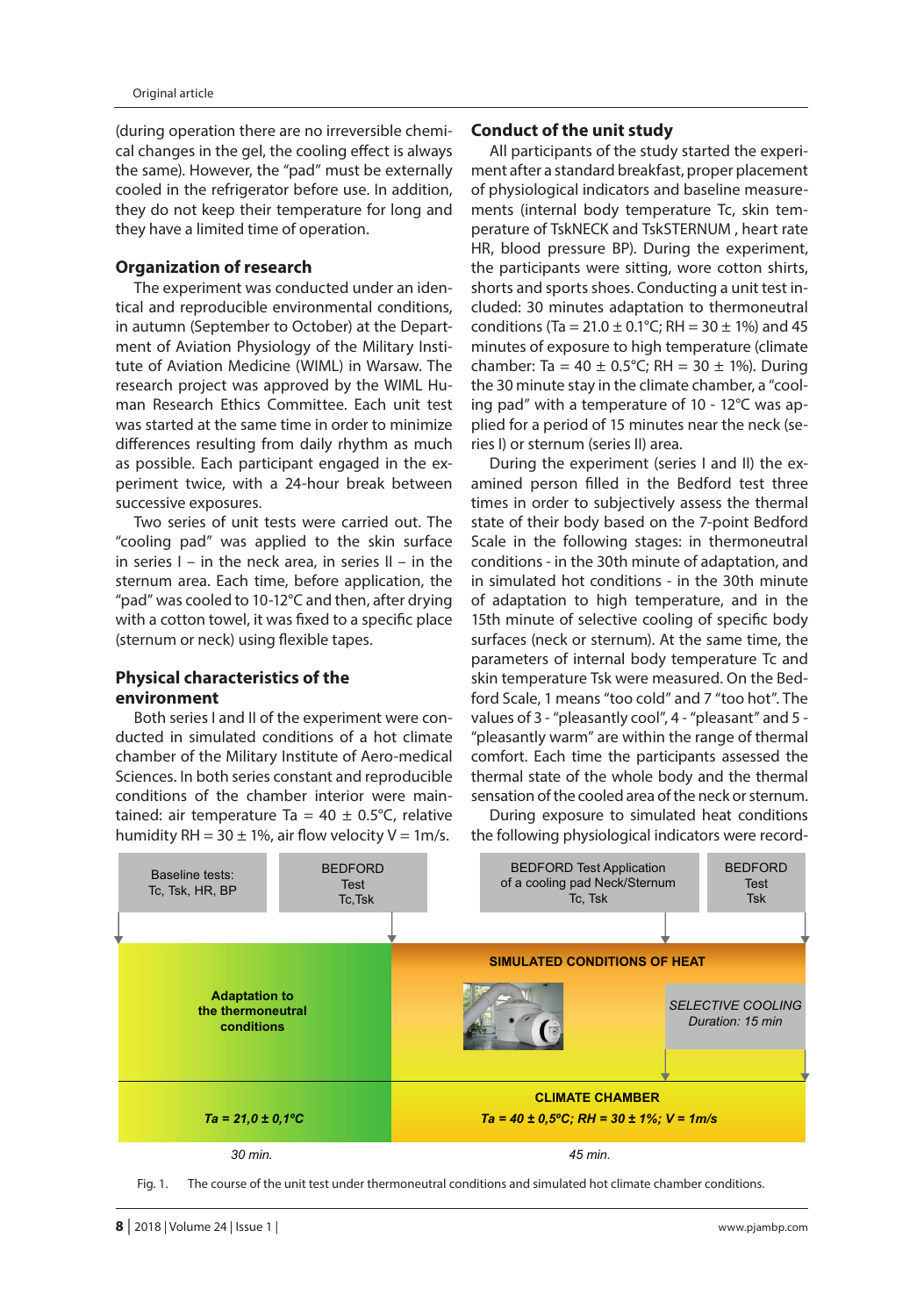(during operation there are no irreversible chemical changes in the gel, the cooling effect is always the same). However, the "pad" must be externally cooled in the refrigerator before use. In addition, they do not keep their temperature for long and they have a limited time of operation.

### Organization of research

The experiment was conducted under an identical and reproducible environmental conditions, in autumn (September to October) at the Department of Aviation Physiology of the Military Institute of Aviation Medicine (WIML) in Warsaw. The research project was approved by the WIML Human Research Ethics Committee. Each unit test was started at the same time in order to minimize differences resulting from daily rhythm as much as possible. Each participant engaged in the experiment twice, with a 24-hour break between successive exposures.

Two series of unit tests were carried out. The "cooling pad" was applied to the skin surface in series I – in the neck area, in series II – in the sternum area. Each time, before application, the "pad" was cooled to 10-12°C and then, after drying with a cotton towel, it was fixed to a specific place (sternum or neck) using flexible tapes.

### Physical characteristics of the environment

Both series I and II of the experiment were conducted in simulated conditions of a hot climate chamber of the Military Institute of Aero-medical Sciences. In both series constant and reproducible conditions of the chamber interior were maintained: air temperature Ta = 40 ± 0.5°C, relative humidity RH = 30 ± 1%, air flow velocity V = 1m/s.

### Conduct of the unit study

All participants of the study started the experiment after a standard breakfast, proper placement of physiological indicators and baseline measurements (internal body temperature Tc, skin temperature of TskNECK and TskSTERNUM, heart rate HR, blood pressure BP). During the experiment, the participants were sitting, wore cotton shirts, shorts and sports shoes. Conducting a unit test included: 30 minutes adaptation to thermoneutral conditions (Ta = 21.0 ± 0.1°C; RH = 30 ± 1%) and 45 minutes of exposure to high temperature (climate chamber: Ta = 40 ± 0.5°C; RH = 30 ± 1%). During the 30 minute stay in the climate chamber, a "cooling pad" with a temperature of 10 - 12°C was applied for a period of 15 minutes near the neck (series I) or sternum (series II) area.

During the experiment (series I and II) the examined person filled in the Bedford test three times in order to subjectively assess the thermal state of their body based on the 7-point Bedford Scale in the following stages: in thermoneutral conditions - in the 30th minute of adaptation, and in simulated hot conditions - in the 30th minute of adaptation to high temperature, and in the 15th minute of selective cooling of specific body surfaces (neck or sternum). At the same time, the parameters of internal body temperature Tc and skin temperature Tsk were measured. On the Bedford Scale, 1 means "too cold" and 7 "too hot". The values of 3 - "pleasantly cool", 4 - "pleasant" and 5 - "pleasantly warm" are within the range of thermal comfort. Each time the participants assessed the thermal state of the whole body and the thermal sensation of the cooled area of the neck or sternum.

During exposure to simulated heat conditions the following physiological indicators were record-

Fig. 1. The course of the unit test under thermoneutral conditions and simulated hot climate chamber conditions.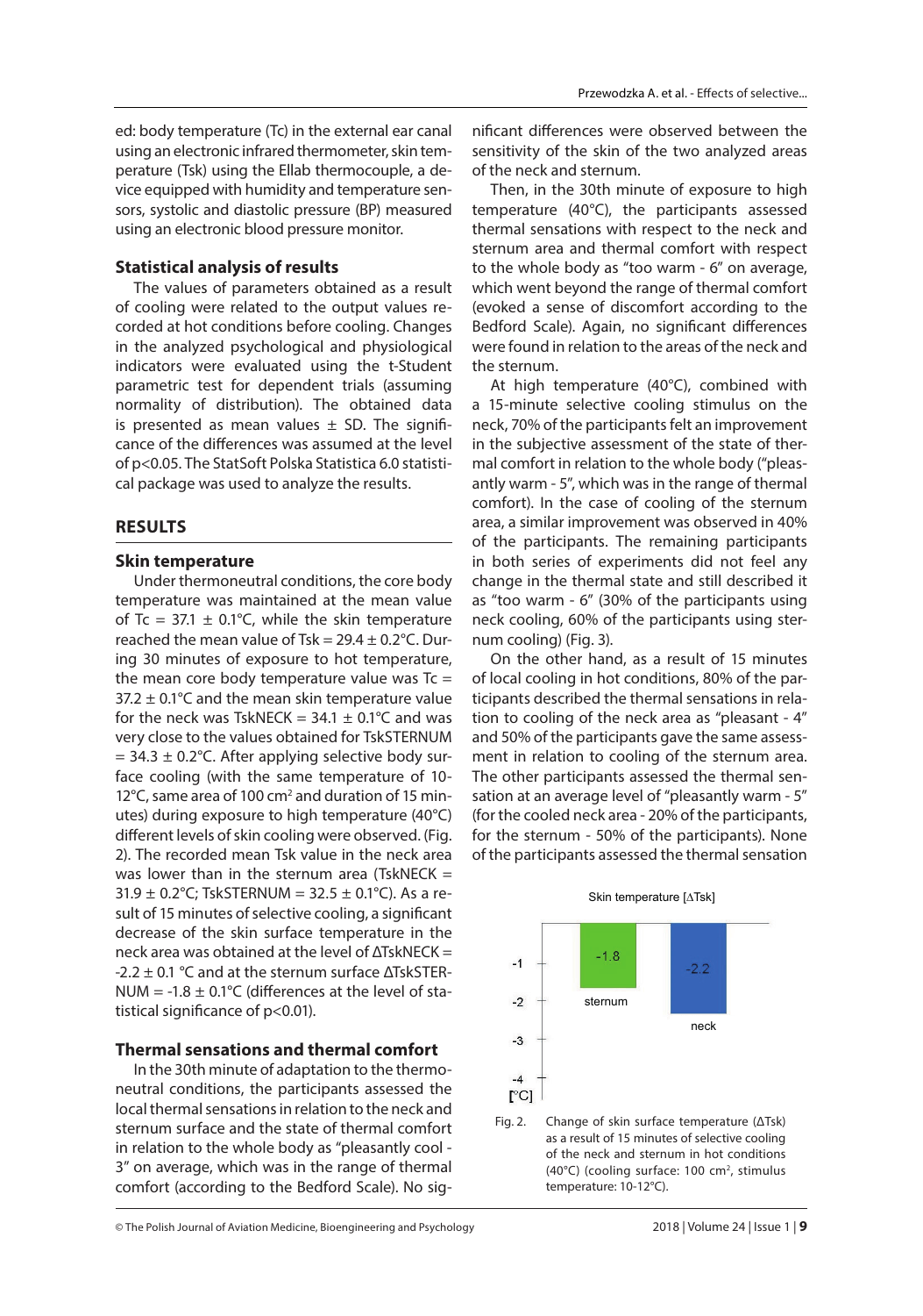ed: body temperature (Tc) in the external ear canal using an electronic infrared thermometer, skin temperature (Tsk) using the Ellab thermocouple, a device equipped with humidity and temperature sensors, systolic and diastolic pressure (BP) measured using an electronic blood pressure monitor.

### Statistical analysis of results

The values of parameters obtained as a result of cooling were related to the output values recorded at hot conditions before cooling. Changes in the analyzed psychological and physiological indicators were evaluated using the t-Student parametric test for dependent trials (assuming normality of distribution). The obtained data is presented as mean values ± SD. The significance of the differences was assumed at the level of $p<0.05$. The StatSoft Polska Statistica 6.0 statistical package was used to analyze the results.

## RESULTS

### Skin temperature

Under thermoneutral conditions, the core body temperature was maintained at the mean value of Tc = 37.1 ± 0.1°C, while the skin temperature reached the mean value of Tsk = 29.4 ± 0.2°C. During 30 minutes of exposure to hot temperature, the mean core body temperature value was Tc = 37.2 ± 0.1°C and the mean skin temperature value for the neck was TskNECK = 34.1 ± 0.1°C and was very close to the values obtained for TskSTERNUM = 34.3 ± 0.2°C. After applying selective body surface cooling (with the same temperature of 10-12°C, same area of 100 cm$^2$ and duration of 15 minutes) during exposure to high temperature (40°C) different levels of skin cooling were observed. (Fig. 2). The recorded mean Tsk value in the neck area was lower than in the sternum area (TskNECK = 31.9 ± 0.2°C; TskSTERNUM = 32.5 ± 0.1°C). As a result of 15 minutes of selective cooling, a significant decrease of the skin surface temperature in the neck area was obtained at the level of ΔTskNECK = -2.2 ± 0.1 °C and at the sternum surface ΔTskSTERNUM = -1.8 ± 0.1°C (differences at the level of statistical significance of $p<0.01$).

### Thermal sensations and thermal comfort

In the 30th minute of adaptation to the thermoneutral conditions, the participants assessed the local thermal sensations in relation to the neck and sternum surface and the state of thermal comfort in relation to the whole body as "pleasantly cool - 3" on average, which was in the range of thermal comfort (according to the Bedford Scale). No significant differences were observed between the sensitivity of the skin of the two analyzed areas of the neck and sternum.

Then, in the 30th minute of exposure to high temperature (40°C), the participants assessed thermal sensations with respect to the neck and sternum area and thermal comfort with respect to the whole body as "too warm - 6" on average, which went beyond the range of thermal comfort (evoked a sense of discomfort according to the Bedford Scale). Again, no significant differences were found in relation to the areas of the neck and the sternum.

At high temperature (40°C), combined with a 15-minute selective cooling stimulus on the neck, 70% of the participants felt an improvement in the subjective assessment of the state of thermal comfort in relation to the whole body ("pleasantly warm - 5", which was in the range of thermal comfort). In the case of cooling of the sternum area, a similar improvement was observed in 40% of the participants. The remaining participants in both series of experiments did not feel any change in the thermal state and still described it as "too warm - 6" (30% of the participants using neck cooling, 60% of the participants using sternum cooling) (Fig. 3).

On the other hand, as a result of 15 minutes of local cooling in hot conditions, 80% of the participants described the thermal sensations in relation to cooling of the neck area as "pleasant - 4" and 50% of the participants gave the same assessment in relation to cooling of the sternum area. The other participants assessed the thermal sensation at an average level of "pleasantly warm - 5" (for the cooled neck area - 20% of the participants, for the sternum - 50% of the participants). None of the participants assessed the thermal sensation

Fig. 2. Change of skin surface temperature (ΔTsk) as a result of 15 minutes of selective cooling of the neck and sternum in hot conditions (40°C) (cooling surface: 100 cm$^2$, stimulus temperature: 10-12°C).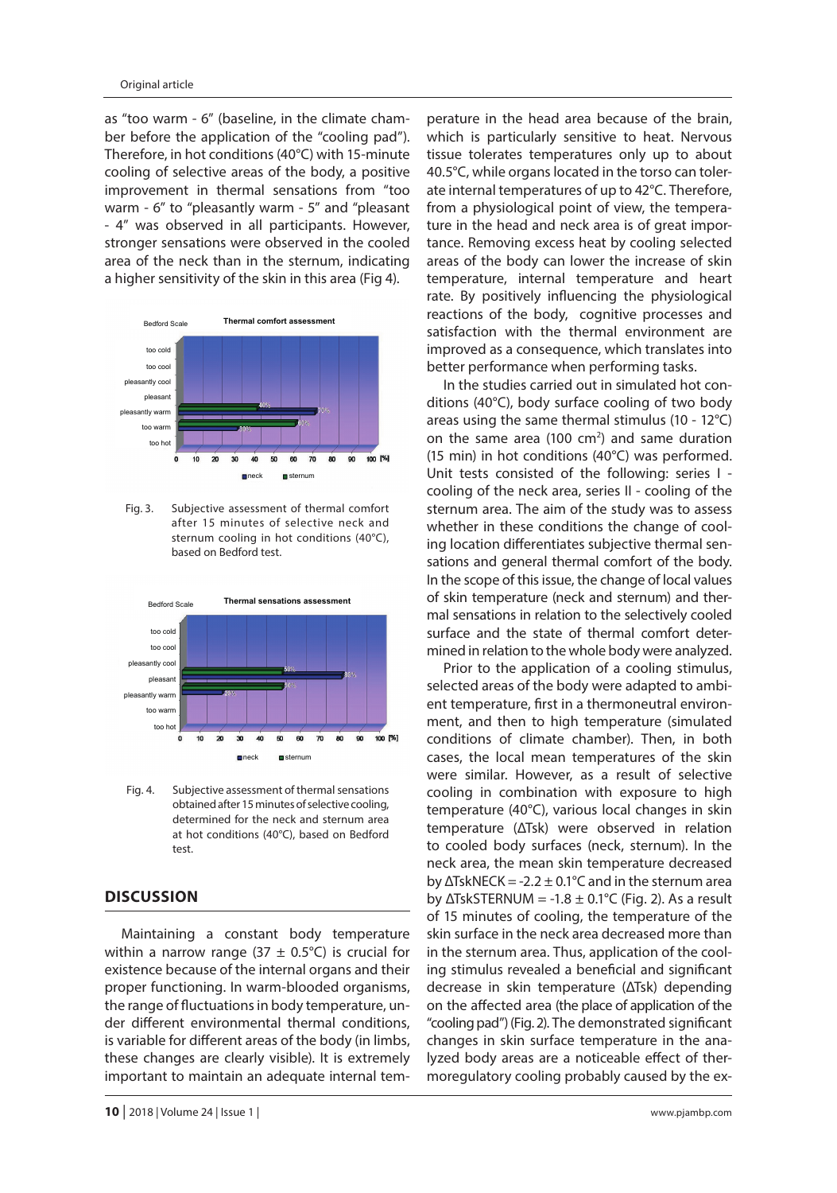as "too warm - 6" (baseline, in the climate chamber before the application of the "cooling pad"). Therefore, in hot conditions (40°C) with 15-minute cooling of selective areas of the body, a positive improvement in thermal sensations from "too warm - 6" to "pleasantly warm - 5" and "pleasant - 4" was observed in all participants. However, stronger sensations were observed in the cooled area of the neck than in the sternum, indicating a higher sensitivity of the skin in this area (Fig 4).

Fig. 3. Subjective assessment of thermal comfort after 15 minutes of selective neck and sternum cooling in hot conditions (40°C), based on Bedford test.

Fig. 4. Subjective assessment of thermal sensations obtained after 15 minutes of selective cooling, determined for the neck and sternum area at hot conditions (40°C), based on Bedford test.

## DISCUSSION

Maintaining a constant body temperature within a narrow range (37 ± 0.5°C) is crucial for existence because of the internal organs and their proper functioning. In warm-blooded organisms, the range of fluctuations in body temperature, under different environmental thermal conditions, is variable for different areas of the body (in limbs, these changes are clearly visible). It is extremely important to maintain an adequate internal temperature in the head area because of the brain, which is particularly sensitive to heat. Nervous tissue tolerates temperatures only up to about 40.5°C, while organs located in the torso can tolerate internal temperatures of up to 42°C. Therefore, from a physiological point of view, the temperature in the head and neck area is of great importance. Removing excess heat by cooling selected areas of the body can lower the increase of skin temperature, internal temperature and heart rate. By positively influencing the physiological reactions of the body, cognitive processes and satisfaction with the thermal environment are improved as a consequence, which translates into better performance when performing tasks.

In the studies carried out in simulated hot conditions (40°C), body surface cooling of two body areas using the same thermal stimulus (10 - 12°C) on the same area (100 cm$^2$) and same duration (15 min) in hot conditions (40°C) was performed. Unit tests consisted of the following: series I - cooling of the neck area, series II - cooling of the sternum area. The aim of the study was to assess whether in these conditions the change of cooling location differentiates subjective thermal sensations and general thermal comfort of the body. In the scope of this issue, the change of local values of skin temperature (neck and sternum) and thermal sensations in relation to the selectively cooled surface and the state of thermal comfort determined in relation to the whole body were analyzed.

Prior to the application of a cooling stimulus, selected areas of the body were adapted to ambient temperature, first in a thermoneutral environment, and then to high temperature (simulated conditions of climate chamber). Then, in both cases, the local mean temperatures of the skin were similar. However, as a result of selective cooling in combination with exposure to high temperature (40°C), various local changes in skin temperature ($\Delta Tsk$) were observed in relation to cooled body surfaces (neck, sternum). In the neck area, the mean skin temperature decreased by $\Delta TskNECK = -2.2 \pm 0.1$°C and in the sternum area by $\Delta TskSTERNUM = -1.8 \pm 0.1$°C (Fig. 2). As a result of 15 minutes of cooling, the temperature of the skin surface in the neck area decreased more than in the sternum area. Thus, application of the cooling stimulus revealed a beneficial and significant decrease in skin temperature ($\Delta Tsk$) depending on the affected area (the place of application of the "cooling pad") (Fig. 2). The demonstrated significant changes in skin surface temperature in the analyzed body areas are a noticeable effect of thermoregulatory cooling probably caused by the ex-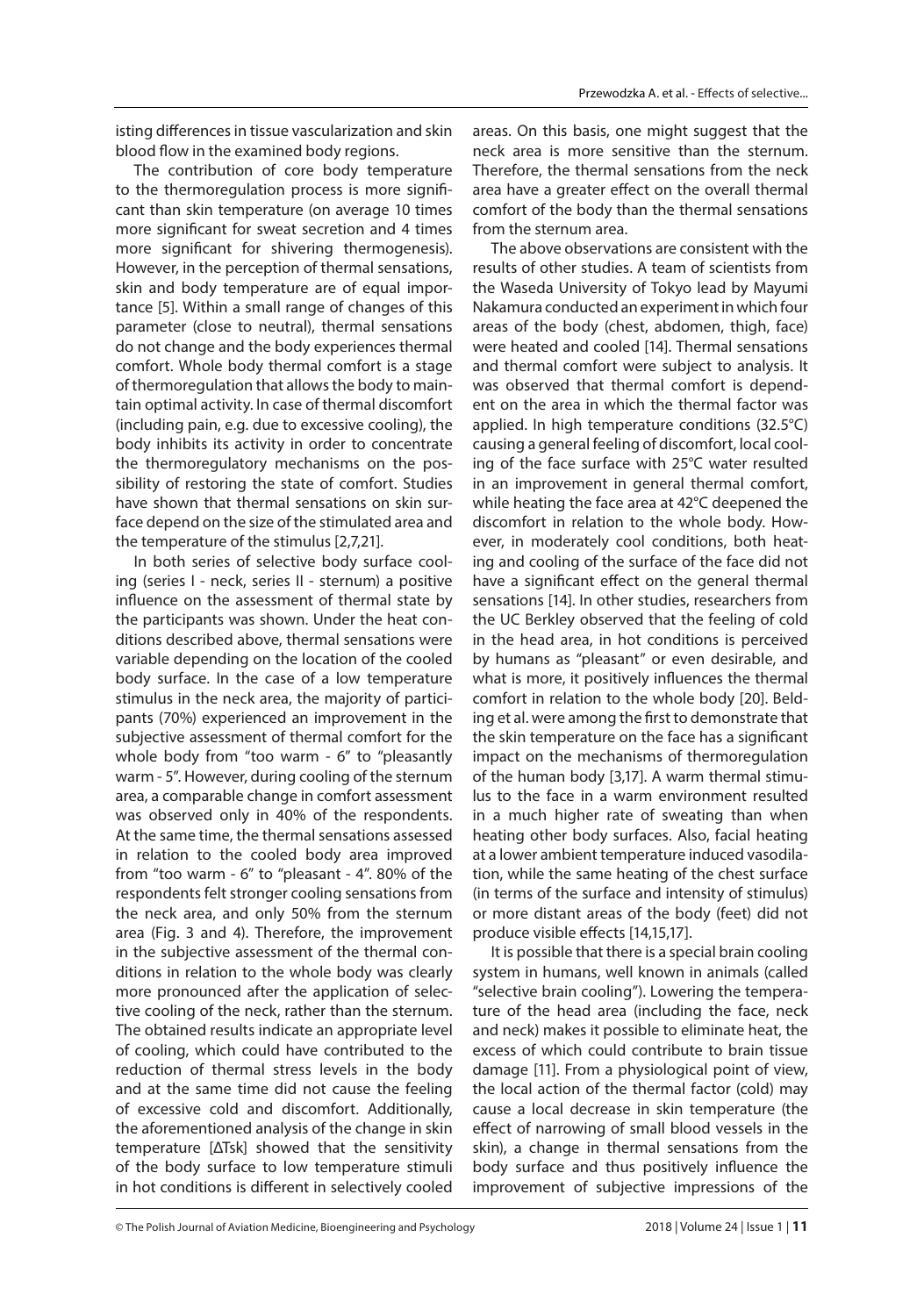isting differences in tissue vascularization and skin blood flow in the examined body regions.

The contribution of core body temperature to the thermoregulation process is more significant than skin temperature (on average 10 times more significant for sweat secretion and 4 times more significant for shivering thermogenesis). However, in the perception of thermal sensations, skin and body temperature are of equal importance [5]. Within a small range of changes of this parameter (close to neutral), thermal sensations do not change and the body experiences thermal comfort. Whole body thermal comfort is a stage of thermoregulation that allows the body to maintain optimal activity. In case of thermal discomfort (including pain, e.g. due to excessive cooling), the body inhibits its activity in order to concentrate the thermoregulatory mechanisms on the possibility of restoring the state of comfort. Studies have shown that thermal sensations on skin surface depend on the size of the stimulated area and the temperature of the stimulus [2,7,21].

In both series of selective body surface cooling (series I - neck, series II - sternum) a positive influence on the assessment of thermal state by the participants was shown. Under the heat conditions described above, thermal sensations were variable depending on the location of the cooled body surface. In the case of a low temperature stimulus in the neck area, the majority of participants (70%) experienced an improvement in the subjective assessment of thermal comfort for the whole body from "too warm - 6" to "pleasantly warm - 5". However, during cooling of the sternum area, a comparable change in comfort assessment was observed only in 40% of the respondents. At the same time, the thermal sensations assessed in relation to the cooled body area improved from "too warm - 6" to "pleasant - 4". 80% of the respondents felt stronger cooling sensations from the neck area, and only 50% from the sternum area (Fig. 3 and 4). Therefore, the improvement in the subjective assessment of the thermal conditions in relation to the whole body was clearly more pronounced after the application of selective cooling of the neck, rather than the sternum. The obtained results indicate an appropriate level of cooling, which could have contributed to the reduction of thermal stress levels in the body and at the same time did not cause the feeling of excessive cold and discomfort. Additionally, the aforementioned analysis of the change in skin temperature [$\Delta T_{sk}$] showed that the sensitivity of the body surface to low temperature stimuli in hot conditions is different in selectively cooled areas. On this basis, one might suggest that the neck area is more sensitive than the sternum. Therefore, the thermal sensations from the neck area have a greater effect on the overall thermal comfort of the body than the thermal sensations from the sternum area.

The above observations are consistent with the results of other studies. A team of scientists from the Waseda University of Tokyo lead by Mayumi Nakamura conducted an experiment in which four areas of the body (chest, abdomen, thigh, face) were heated and cooled [14]. Thermal sensations and thermal comfort were subject to analysis. It was observed that thermal comfort is dependent on the area in which the thermal factor was applied. In high temperature conditions (32.5°C) causing a general feeling of discomfort, local cooling of the face surface with 25°C water resulted in an improvement in general thermal comfort, while heating the face area at 42°C deepened the discomfort in relation to the whole body. However, in moderately cool conditions, both heating and cooling of the surface of the face did not have a significant effect on the general thermal sensations [14]. In other studies, researchers from the UC Berkley observed that the feeling of cold in the head area, in hot conditions is perceived by humans as "pleasant" or even desirable, and what is more, it positively influences the thermal comfort in relation to the whole body [20]. Belding et al. were among the first to demonstrate that the skin temperature on the face has a significant impact on the mechanisms of thermoregulation of the human body [3,17]. A warm thermal stimulus to the face in a warm environment resulted in a much higher rate of sweating than when heating other body surfaces. Also, facial heating at a lower ambient temperature induced vasodilation, while the same heating of the chest surface (in terms of the surface and intensity of stimulus) or more distant areas of the body (feet) did not produce visible effects [14,15,17].

It is possible that there is a special brain cooling system in humans, well known in animals (called "selective brain cooling"). Lowering the temperature of the head area (including the face, neck and neck) makes it possible to eliminate heat, the excess of which could contribute to brain tissue damage [11]. From a physiological point of view, the local action of the thermal factor (cold) may cause a local decrease in skin temperature (the effect of narrowing of small blood vessels in the skin), a change in thermal sensations from the body surface and thus positively influence the improvement of subjective impressions of the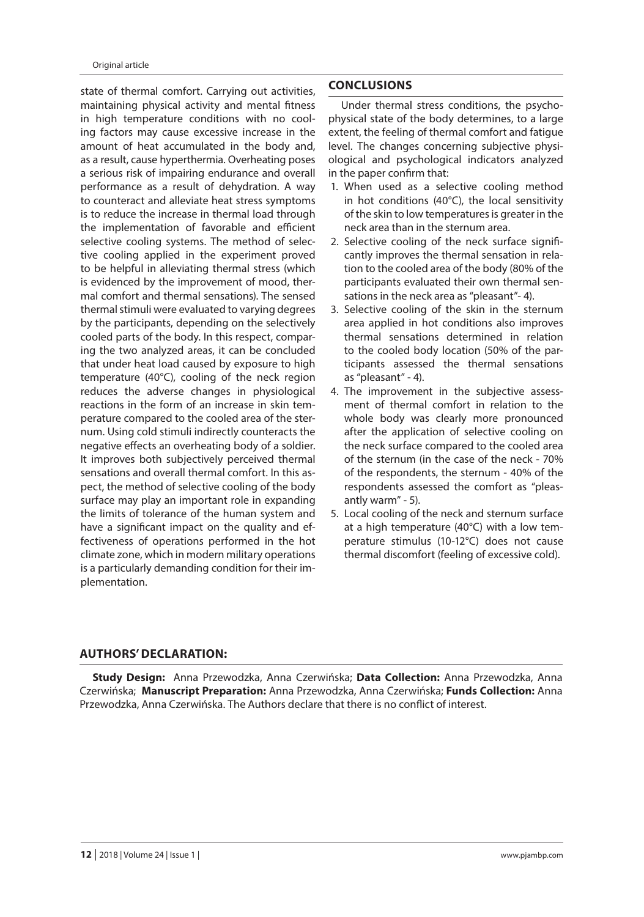state of thermal comfort. Carrying out activities, maintaining physical activity and mental fitness in high temperature conditions with no cooling factors may cause excessive increase in the amount of heat accumulated in the body and, as a result, cause hyperthermia. Overheating poses a serious risk of impairing endurance and overall performance as a result of dehydration. A way to counteract and alleviate heat stress symptoms is to reduce the increase in thermal load through the implementation of favorable and efficient selective cooling systems. The method of selective cooling applied in the experiment proved to be helpful in alleviating thermal stress (which is evidenced by the improvement of mood, thermal comfort and thermal sensations). The sensed thermal stimuli were evaluated to varying degrees by the participants, depending on the selectively cooled parts of the body. In this respect, comparing the two analyzed areas, it can be concluded that under heat load caused by exposure to high temperature (40°C), cooling of the neck region reduces the adverse changes in physiological reactions in the form of an increase in skin temperature compared to the cooled area of the sternum. Using cold stimuli indirectly counteracts the negative effects an overheating body of a soldier. It improves both subjectively perceived thermal sensations and overall thermal comfort. In this aspect, the method of selective cooling of the body surface may play an important role in expanding the limits of tolerance of the human system and have a significant impact on the quality and effectiveness of operations performed in the hot climate zone, which in modern military operations is a particularly demanding condition for their implementation.

## CONCLUSIONS

Under thermal stress conditions, the psychophysical state of the body determines, to a large extent, the feeling of thermal comfort and fatigue level. The changes concerning subjective physiological and psychological indicators analyzed in the paper confirm that:

1. When used as a selective cooling method in hot conditions (40°C), the local sensitivity of the skin to low temperatures is greater in the neck area than in the sternum area.
2. Selective cooling of the neck surface significantly improves the thermal sensation in relation to the cooled area of the body (80% of the participants evaluated their own thermal sensations in the neck area as "pleasant"- 4).
3. Selective cooling of the skin in the sternum area applied in hot conditions also improves thermal sensations determined in relation to the cooled body location (50% of the participants assessed the thermal sensations as "pleasant" - 4).
4. The improvement in the subjective assessment of thermal comfort in relation to the whole body was clearly more pronounced after the application of selective cooling on the neck surface compared to the cooled area of the sternum (in the case of the neck - 70% of the respondents, the sternum - 40% of the respondents assessed the comfort as "pleasantly warm" - 5).
5. Local cooling of the neck and sternum surface at a high temperature (40°C) with a low temperature stimulus (10-12°C) does not cause thermal discomfort (feeling of excessive cold).

## AUTHORS' DECLARATION:

**Study Design:** Anna Przewodzka, Anna Czerwińska; **Data Collection:** Anna Przewodzka, Anna Czerwińska; **Manuscript Preparation:** Anna Przewodzka, Anna Czerwińska; **Funds Collection:** Anna Przewodzka, Anna Czerwińska. The Authors declare that there is no conflict of interest.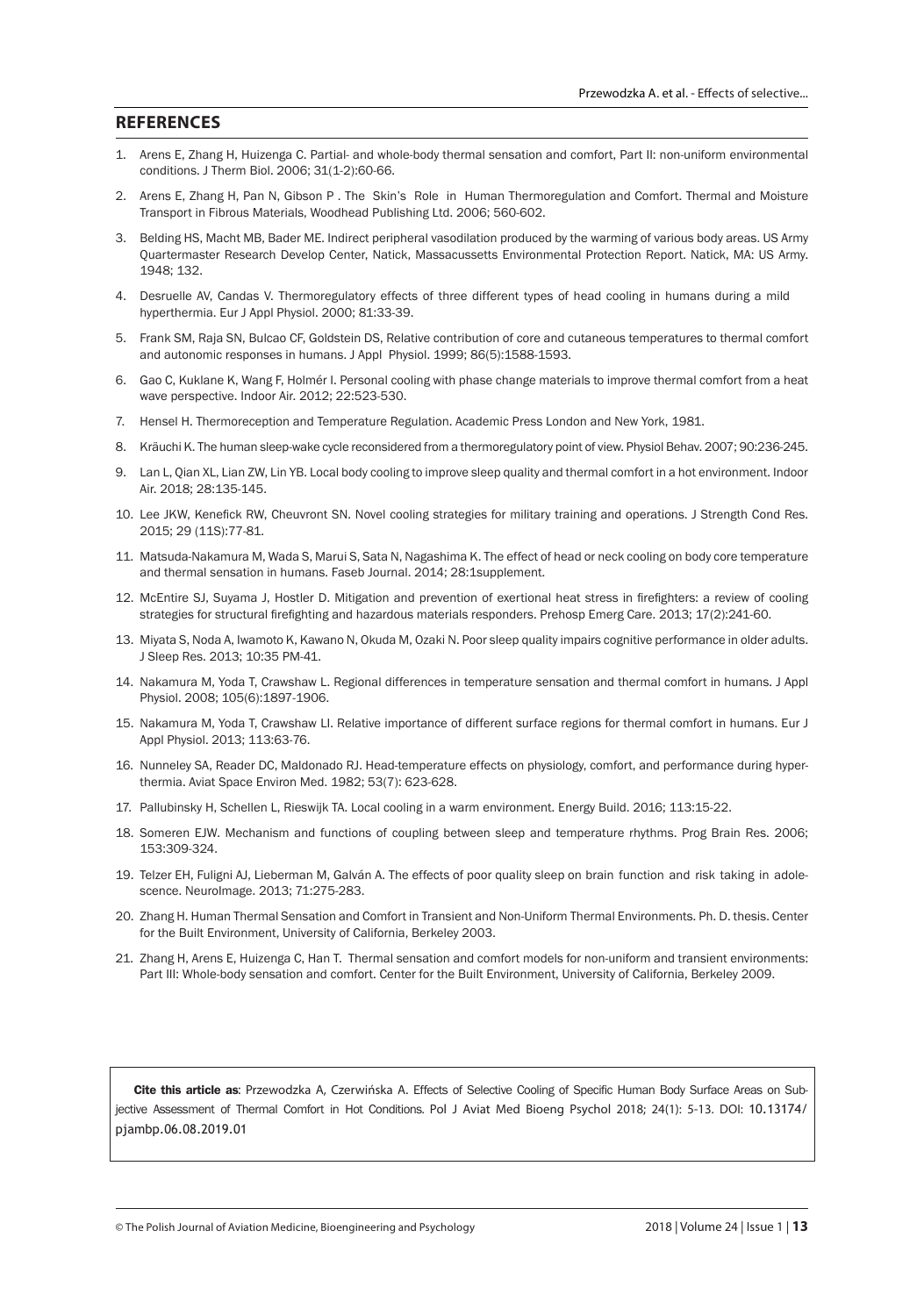## REFERENCES

1. Arens E, Zhang H, Huizenga C. Partial- and whole-body thermal sensation and comfort, Part II: non-uniform environmental conditions. J Therm Biol. 2006; 31(1-2):60-66.
2. Arens E, Zhang H, Pan N, Gibson P . The Skin's Role in Human Thermoregulation and Comfort. Thermal and Moisture Transport in Fibrous Materials, Woodhead Publishing Ltd. 2006; 560-602.
3. Belding HS, Macht MB, Bader ME. Indirect peripheral vasodilation produced by the warming of various body areas. US Army Quartermaster Research Develop Center, Natick, Massacussetts Environmental Protection Report. Natick, MA: US Army. 1948; 132.
4. Desruelle AV, Candas V. Thermoregulatory effects of three different types of head cooling in humans during a mild hyperthermia. Eur J Appl Physiol. 2000; 81:33-39.
5. Frank SM, Raja SN, Bulcao CF, Goldstein DS, Relative contribution of core and cutaneous temperatures to thermal comfort and autonomic responses in humans. J Appl Physiol. 1999; 86(5):1588-1593.
6. Gao C, Kuklane K, Wang F, Holmér I. Personal cooling with phase change materials to improve thermal comfort from a heat wave perspective. Indoor Air. 2012; 22:523-530.
7. Hensel H. Thermoreception and Temperature Regulation. Academic Press London and New York, 1981.
8. Kräuchi K. The human sleep-wake cycle reconsidered from a thermoregulatory point of view. Physiol Behav. 2007; 90:236-245.
9. Lan L, Qian XL, Lian ZW, Lin YB. Local body cooling to improve sleep quality and thermal comfort in a hot environment. Indoor Air. 2018; 28:135-145.
10. Lee JKW, Kenefick RW, Cheuvront SN. Novel cooling strategies for military training and operations. J Strength Cond Res. 2015; 29 (11S):77-81.
11. Matsuda-Nakamura M, Wada S, Marui S, Sata N, Nagashima K. The effect of head or neck cooling on body core temperature and thermal sensation in humans. Faseb Journal. 2014; 28:1supplement.
12. McEntire SJ, Suyama J, Hostler D. Mitigation and prevention of exertional heat stress in firefighters: a review of cooling strategies for structural firefighting and hazardous materials responders. Prehosp Emerg Care. 2013; 17(2):241-60.
13. Miyata S, Noda A, Iwamoto K, Kawano N, Okuda M, Ozaki N. Poor sleep quality impairs cognitive performance in older adults. J Sleep Res. 2013; 10:35 PM-41.
14. Nakamura M, Yoda T, Crawshaw L. Regional differences in temperature sensation and thermal comfort in humans. J Appl Physiol. 2008; 105(6):1897-1906.
15. Nakamura M, Yoda T, Crawshaw LI. Relative importance of different surface regions for thermal comfort in humans. Eur J Appl Physiol. 2013; 113:63-76.
16. Nunneley SA, Reader DC, Maldonado RJ. Head-temperature effects on physiology, comfort, and performance during hyperthermia. Aviat Space Environ Med. 1982; 53(7): 623-628.
17. Pallubinsky H, Schellen L, Rieswijk TA. Local cooling in a warm environment. Energy Build. 2016; 113:15-22.
18. Someren EJW. Mechanism and functions of coupling between sleep and temperature rhythms. Prog Brain Res. 2006; 153:309-324.
19. Telzer EH, Fuligni AJ, Lieberman M, Galván A. The effects of poor quality sleep on brain function and risk taking in adolescence. NeuroImage. 2013; 71:275-283.
20. Zhang H. Human Thermal Sensation and Comfort in Transient and Non-Uniform Thermal Environments. Ph. D. thesis. Center for the Built Environment, University of California, Berkeley 2003.
21. Zhang H, Arens E, Huizenga C, Han T. Thermal sensation and comfort models for non-uniform and transient environments: Part III: Whole-body sensation and comfort. Center for the Built Environment, University of California, Berkeley 2009.

**Cite this article as**: Przewodzka A, Czerwińska A. Effects of Selective Cooling of Specific Human Body Surface Areas on Subjective Assessment of Thermal Comfort in Hot Conditions. Pol J Aviat Med Bioeng Psychol 2018; 24(1): 5-13. DOI: 10.13174/pjambp.06.08.2019.01